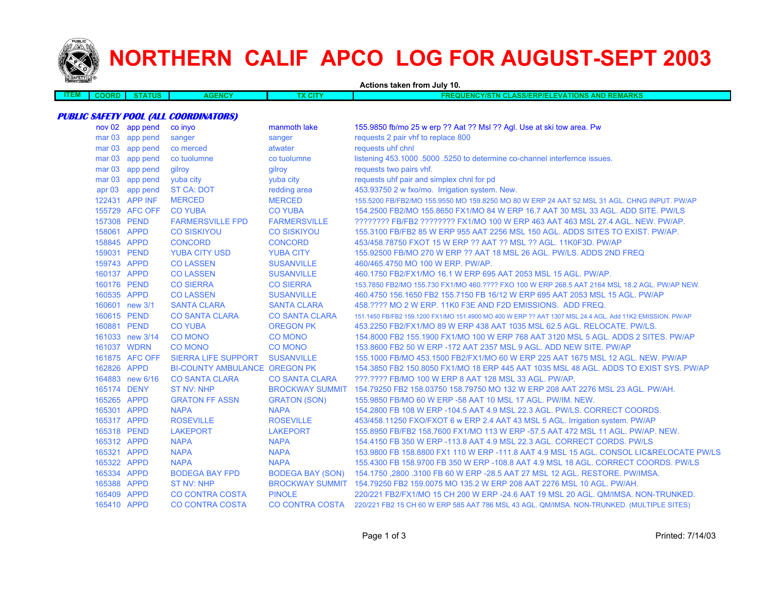# NORTHERN CALIF APCO LOG FOR AUGUST-SEPT 2003

**Actions taken from July 10.**

***PUBLIC SAFETY POOL (ALL COORDINATORS)***

| ITEM | COORD | STATUS | AGENCY | TX CITY | FREQUENCY/STN CLASS/ERP/ELEVATIONS AND REMARKS |
|---|---|---|---|---|---|
| | nov 02 | app pend | co inyo | manmoth lake | 155.9850 fb/mo 25 w erp ?? Aat ?? Msl ?? Agl. Use at ski tow area. Pw |
| | mar 03 | app pend | sanger | sanger | requests 2 pair vhf to replace 800 |
| | mar 03 | app pend | co merced | atwater | requests uhf chnl |
| | mar 03 | app pend | co tuolumne | co tuolumne | listening 453.1000 .5000 .5250 to determine co-channel interfernce issues. |
| | mar 03 | app pend | gilroy | gilroy | requests two pairs vhf. |
| | mar 03 | app pend | yuba city | yuba city | requests uhf pair and simplex chnl for pd |
| | apr 03 | app pend | ST CA: DOT | redding area | 453.93750 2 w fxo/mo. Irrigation system. New. |
| | 122431 | APP INF | MERCED | MERCED | 155.5200 FB/FB2/MO 155.9550 MO 159.8250 MO 80 W ERP 24 AAT 52 MSL 31 AGL. CHNG INPUT. PW/AP |
| | 155729 | AFC OFF | CO YUBA | CO YUBA | 154.2500 FB2/MO 155.8650 FX1/MO 84 W ERP 16.7 AAT 30 MSL 33 AGL. ADD SITE. PW/LS |
| | 157308 | PEND | FARMERSVILLE FPD | FARMERSVILLE | ???????? FB/FB2 ???????? FX1/MO 100 W ERP 463 AAT 463 MSL 27.4 AGL. NEW. PW/AP. |
| | 158061 | APPD | CO SISKIYOU | CO SISKIYOU | 155.3100 FB/FB2 85 W ERP 955 AAT 2256 MSL 150 AGL. ADDS SITES TO EXIST. PW/AP. |
| | 158845 | APPD | CONCORD | CONCORD | 453/458.78750 FXOT 15 W ERP ?? AAT ?? MSL ?? AGL. 11K0F3D. PW/AP |
| | 159031 | PEND | YUBA CITY USD | YUBA CITY | 155.92500 FB/MO 270 W ERP ?? AAT 18 MSL 26 AGL. PW/LS. ADDS 2ND FREQ |
| | 159743 | APPD | CO LASSEN | SUSANVILLE | 460/465.4750 MO 100 W ERP. PW/AP. |
| | 160137 | APPD | CO LASSEN | SUSANVILLE | 460.1750 FB2/FX1/MO 16.1 W ERP 695 AAT 2053 MSL 15 AGL. PW/AP. |
| | 160176 | PEND | CO SIERRA | CO SIERRA | 153.7850 FB2/MO 155.730 FX1/MO 460.???? FXO 100 W ERP 268.5 AAT 2164 MSL 18.2 AGL. PW/AP NEW. |
| | 160535 | APPD | CO LASSEN | SUSANVILLE | 460.4750 156.1650 FB2 155.7150 FB 16/12 W ERP 695 AAT 2053 MSL 15 AGL. PW/AP |
| | 160601 | new 3/1 | SANTA CLARA | SANTA CLARA | 458.???? MO 2 W ERP. 11K0 F3E AND F2D EMISSIONS. ADD FREQ. |
| | 160615 | PEND | CO SANTA CLARA | CO SANTA CLARA | 151.1450 FB/FB2 159.1200 FX1/MO 151.4900 MO 400 W ERP ?? AAT 1307 MSL 24.4 AGL. Add 11K2 EMISSION. PW/AP |
| | 160881 | PEND | CO YUBA | OREGON PK | 453.2250 FB2/FX1/MO 89 W ERP 438 AAT 1035 MSL 62.5 AGL. RELOCATE. PW/LS. |
| | 161033 | new 3/14 | CO MONO | CO MONO | 154.8000 FB2 155.1900 FX1/MO 100 W ERP 768 AAT 3120 MSL 5 AGL. ADDS 2 SITES. PW/AP |
| | 161037 | WDRN | CO MONO | CO MONO | 153.8600 FB2 50 W ERP -172 AAT 2357 MSL 9 AGL. ADD NEW SITE. PW/AP |
| | 161875 | AFC OFF | SIERRA LIFE SUPPORT | SUSANVILLE | 155.1000 FB/MO 453.1500 FB2/FX1/MO 60 W ERP 225 AAT 1675 MSL 12 AGL. NEW. PW/AP |
| | 162826 | APPD | BI-COUNTY AMBULANCE | OREGON PK | 154.3850 FB2 150.8050 FX1/MO 18 ERP 445 AAT 1035 MSL 48 AGL. ADDS TO EXIST SYS. PW/AP |
| | 164883 | new 6/16 | CO SANTA CLARA | CO SANTA CLARA | ???.???? FB/MO 100 W ERP 8 AAT 128 MSL 33 AGL. PW/AP. |
| | 165174 | DENY | ST NV: NHP | BROCKWAY SUMMIT | 154.79250 FB2 158.03750 158.79750 MO 132 W ERP 208 AAT 2276 MSL 23 AGL. PW/AH. |
| | 165265 | APPD | GRATON FF ASSN | GRATON (SON) | 155.9850 FB/MO 60 W ERP -58 AAT 10 MSL 17 AGL. PW/IM. NEW. |
| | 165301 | APPD | NAPA | NAPA | 154.2800 FB 108 W ERP -104.5 AAT 4.9 MSL 22.3 AGL. PW/LS. CORRECT COORDS. |
| | 165317 | APPD | ROSEVILLE | ROSEVILLE | 453/458.11250 FXO/FXOT 6 w ERP 2.4 AAT 43 MSL 5 AGL. Irrigation system. PW/AP |
| | 165318 | PEND | LAKEPORT | LAKEPORT | 155.8950 FB/FB2 158.7600 FX1/MO 113 W ERP -57.5 AAT 472 MSL 11 AGL. PW/AP. NEW. |
| | 165312 | APPD | NAPA | NAPA | 154.4150 FB 350 W ERP -113.8 AAT 4.9 MSL 22.3 AGL. CORRECT CORDS. PW/LS |
| | 165321 | APPD | NAPA | NAPA | 153.9800 FB 158.8800 FX1 110 W ERP -111.8 AAT 4.9 MSL 15 AGL. CONSOL LIC&RELOCATE PW/LS |
| | 165322 | APPD | NAPA | NAPA | 155.4300 FB 158.9700 FB 350 W ERP -108.8 AAT 4.9 MSL 18 AGL. CORRECT COORDS. PW/LS |
| | 165334 | APPD | BODEGA BAY FPD | BODEGA BAY (SON) | 154.1750 ,2800 .3100 FB 60 W ERP -28.5 AAT 27 MSL 12 AGL. RESTORE. PW/IMSA. |
| | 165388 | APPD | ST NV: NHP | BROCKWAY SUMMIT | 154.79250 FB2 159.0075 MO 135.2 W ERP 208 AAT 2276 MSL 10 AGL. PW/AH. |
| | 165409 | APPD | CO CONTRA COSTA | PINOLE | 220/221 FB2/FX1/MO 15 CH 200 W ERP -24.6 AAT 19 MSL 20 AGL. QM/IMSA. NON-TRUNKED. |
| | 165410 | APPD | CO CONTRA COSTA | CO CONTRA COSTA | 220/221 FB2 15 CH 60 W ERP 585 AAT 786 MSL 43 AGL. QM/IMSA. NON-TRUNKED. (MULTIPLE SITES) |

Printed: 7/14/03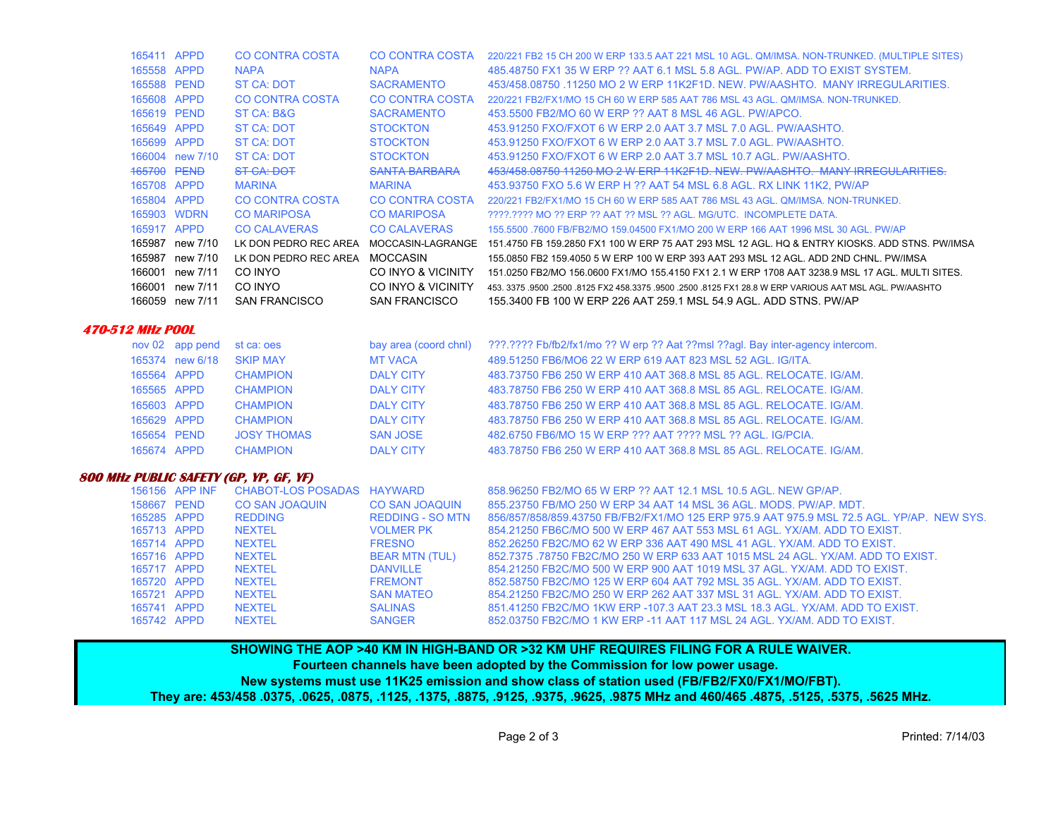| | | | | |
|---|---|---|---|---|
| 165411 | APPD | CO CONTRA COSTA | CO CONTRA COSTA | 220/221 FB2 15 CH 200 W ERP 133.5 AAT 221 MSL 10 AGL. QM/IMSA. NON-TRUNKED. (MULTIPLE SITES) |
| 165558 | APPD | NAPA | NAPA | 485.48750 FX1 35 W ERP ?? AAT 6.1 MSL 5.8 AGL. PW/AP. ADD TO EXIST SYSTEM. |
| 165588 | PEND | ST CA: DOT | SACRAMENTO | 453/458.08750 .11250 MO 2 W ERP 11K2F1D. NEW. PW/AASHTO. MANY IRREGULARITIES. |
| 165608 | APPD | CO CONTRA COSTA | CO CONTRA COSTA | 220/221 FB2/FX1/MO 15 CH 60 W ERP 585 AAT 786 MSL 43 AGL. QM/IMSA. NON-TRUNKED. |
| 165619 | PEND | ST CA: B&G | SACRAMENTO | 453.5500 FB2/MO 60 W ERP ?? AAT 8 MSL 46 AGL. PW/APCO. |
| 165649 | APPD | ST CA: DOT | STOCKTON | 453.91250 FXO/FXOT 6 W ERP 2.0 AAT 3.7 MSL 7.0 AGL. PW/AASHTO. |
| 165699 | APPD | ST CA: DOT | STOCKTON | 453.91250 FXO/FXOT 6 W ERP 2.0 AAT 3.7 MSL 7.0 AGL. PW/AASHTO. |
| 166004 | new 7/10 | ST CA: DOT | STOCKTON | 453.91250 FXO/FXOT 6 W ERP 2.0 AAT 3.7 MSL 10.7 AGL. PW/AASHTO. |
| ~~165700~~ | ~~PEND~~ | ~~ST CA: DOT~~ | ~~SANTA BARBARA~~ | ~~453/458.08750 11250 MO 2 W ERP 11K2F1D. NEW. PW/AASHTO. MANY IRREGULARITIES.~~ |
| 165708 | APPD | MARINA | MARINA | 453.93750 FXO 5.6 W ERP H ?? AAT 54 MSL 6.8 AGL. RX LINK 11K2, PW/AP |
| 165804 | APPD | CO CONTRA COSTA | CO CONTRA COSTA | 220/221 FB2/FX1/MO 15 CH 60 W ERP 585 AAT 786 MSL 43 AGL. QM/IMSA. NON-TRUNKED. |
| 165903 | WDRN | CO MARIPOSA | CO MARIPOSA | ????.???? MO ?? ERP ?? AAT ?? MSL ?? AGL. MG/UTC. INCOMPLETE DATA. |
| 165917 | APPD | CO CALAVERAS | CO CALAVERAS | 155.5500 .7600 FB/FB2/MO 159.04500 FX1/MO 200 W ERP 166 AAT 1996 MSL 30 AGL. PW/AP |
| 165987 | new 7/10 | LK DON PEDRO REC AREA | MOCCASIN-LAGRANGE | 151.4750 FB 159.2850 FX1 100 W ERP 75 AAT 293 MSL 12 AGL. HQ & ENTRY KIOSKS. ADD STNS. PW/IMSA |
| 165987 | new 7/10 | LK DON PEDRO REC AREA | MOCCASIN | 155.0850 FB2 159.4050 5 W ERP 100 W ERP 393 AAT 293 MSL 12 AGL. ADD 2ND CHNL. PW/IMSA |
| 166001 | new 7/11 | CO INYO | CO INYO & VICINITY | 151.0250 FB2/MO 156.0600 FX1/MO 155.4150 FX1 2.1 W ERP 1708 AAT 3238.9 MSL 17 AGL. MULTI SITES. |
| 166001 | new 7/11 | CO INYO | CO INYO & VICINITY | 453. 3375 .9500 .2500 .8125 FX2 458.3375 .9500 .2500 .8125 FX1 28.8 W ERP VARIOUS AAT MSL AGL. PW/AASHTO |
| 166059 | new 7/11 | SAN FRANCISCO | SAN FRANCISCO | 155.3400 FB 100 W ERP 226 AAT 259.1 MSL 54.9 AGL. ADD STNS. PW/AP |

## *470-512 MHz POOL*

| | | | | |
|---|---|---|---|---|
| nov 02 | app pend | st ca: oes | bay area (coord chnl) | ???.???? Fb/fb2/fx1/mo ?? W erp ?? Aat ??msl ??agl. Bay inter-agency intercom. |
| 165374 | new 6/18 | SKIP MAY | MT VACA | 489.51250 FB6/MO6 22 W ERP 619 AAT 823 MSL 52 AGL. IG/ITA. |
| 165564 | APPD | CHAMPION | DALY CITY | 483.73750 FB6 250 W ERP 410 AAT 368.8 MSL 85 AGL. RELOCATE. IG/AM. |
| 165565 | APPD | CHAMPION | DALY CITY | 483.78750 FB6 250 W ERP 410 AAT 368.8 MSL 85 AGL. RELOCATE. IG/AM. |
| 165603 | APPD | CHAMPION | DALY CITY | 483.78750 FB6 250 W ERP 410 AAT 368.8 MSL 85 AGL. RELOCATE. IG/AM. |
| 165629 | APPD | CHAMPION | DALY CITY | 483.78750 FB6 250 W ERP 410 AAT 368.8 MSL 85 AGL. RELOCATE. IG/AM. |
| 165654 | PEND | JOSY THOMAS | SAN JOSE | 482.6750 FB6/MO 15 W ERP ??? AAT ???? MSL ?? AGL. IG/PCIA. |
| 165674 | APPD | CHAMPION | DALY CITY | 483.78750 FB6 250 W ERP 410 AAT 368.8 MSL 85 AGL. RELOCATE. IG/AM. |

## *800 MHz PUBLIC SAFETY (GP, YP, GF, YF)*

| | | | | |
|---|---|---|---|---|
| 156156 | APP INF | CHABOT-LOS POSADAS | HAYWARD | 858.96250 FB2/MO 65 W ERP ?? AAT 12.1 MSL 10.5 AGL. NEW GP/AP. |
| 158667 | PEND | CO SAN JOAQUIN | CO SAN JOAQUIN | 855.23750 FB/MO 250 W ERP 34 AAT 14 MSL 36 AGL. MODS. PW/AP. MDT. |
| 165285 | APPD | REDDING | REDDING - SO MTN | 856/857/858/859.43750 FB/FB2/FX1/MO 125 ERP 975.9 AAT 975.9 MSL 72.5 AGL. YP/AP. NEW SYS. |
| 165713 | APPD | NEXTEL | VOLMER PK | 854.21250 FB6C/MO 500 W ERP 467 AAT 553 MSL 61 AGL. YX/AM. ADD TO EXIST. |
| 165714 | APPD | NEXTEL | FRESNO | 852.26250 FB2C/MO 62 W ERP 336 AAT 490 MSL 41 AGL. YX/AM. ADD TO EXIST. |
| 165716 | APPD | NEXTEL | BEAR MTN (TUL) | 852.7375 .78750 FB2C/MO 250 W ERP 633 AAT 1015 MSL 24 AGL. YX/AM. ADD TO EXIST. |
| 165717 | APPD | NEXTEL | DANVILLE | 854.21250 FB2C/MO 500 W ERP 900 AAT 1019 MSL 37 AGL. YX/AM. ADD TO EXIST. |
| 165720 | APPD | NEXTEL | FREMONT | 852.58750 FB2C/MO 125 W ERP 604 AAT 792 MSL 35 AGL. YX/AM. ADD TO EXIST. |
| 165721 | APPD | NEXTEL | SAN MATEO | 854.21250 FB2C/MO 250 W ERP 262 AAT 337 MSL 31 AGL. YX/AM. ADD TO EXIST. |
| 165741 | APPD | NEXTEL | SALINAS | 851.41250 FB2C/MO 1KW ERP -107.3 AAT 23.3 MSL 18.3 AGL. YX/AM. ADD TO EXIST. |
| 165742 | APPD | NEXTEL | SANGER | 852.03750 FB2C/MO 1 KW ERP -11 AAT 117 MSL 24 AGL. YX/AM. ADD TO EXIST. |

**SHOWING THE AOP >40 KM IN HIGH-BAND OR >32 KM UHF REQUIRES FILING FOR A RULE WAIVER.**
**Fourteen channels have been adopted by the Commission for low power usage.**
**New systems must use 11K25 emission and show class of station used (FB/FB2/FX0/FX1/MO/FBT).**
**They are: 453/458 .0375, .0625, .0875, .1125, .1375, .8875, .9125, .9375, .9625, .9875 MHz and 460/465 .4875, .5125, .5375, .5625 MHz.**

Printed: 7/14/03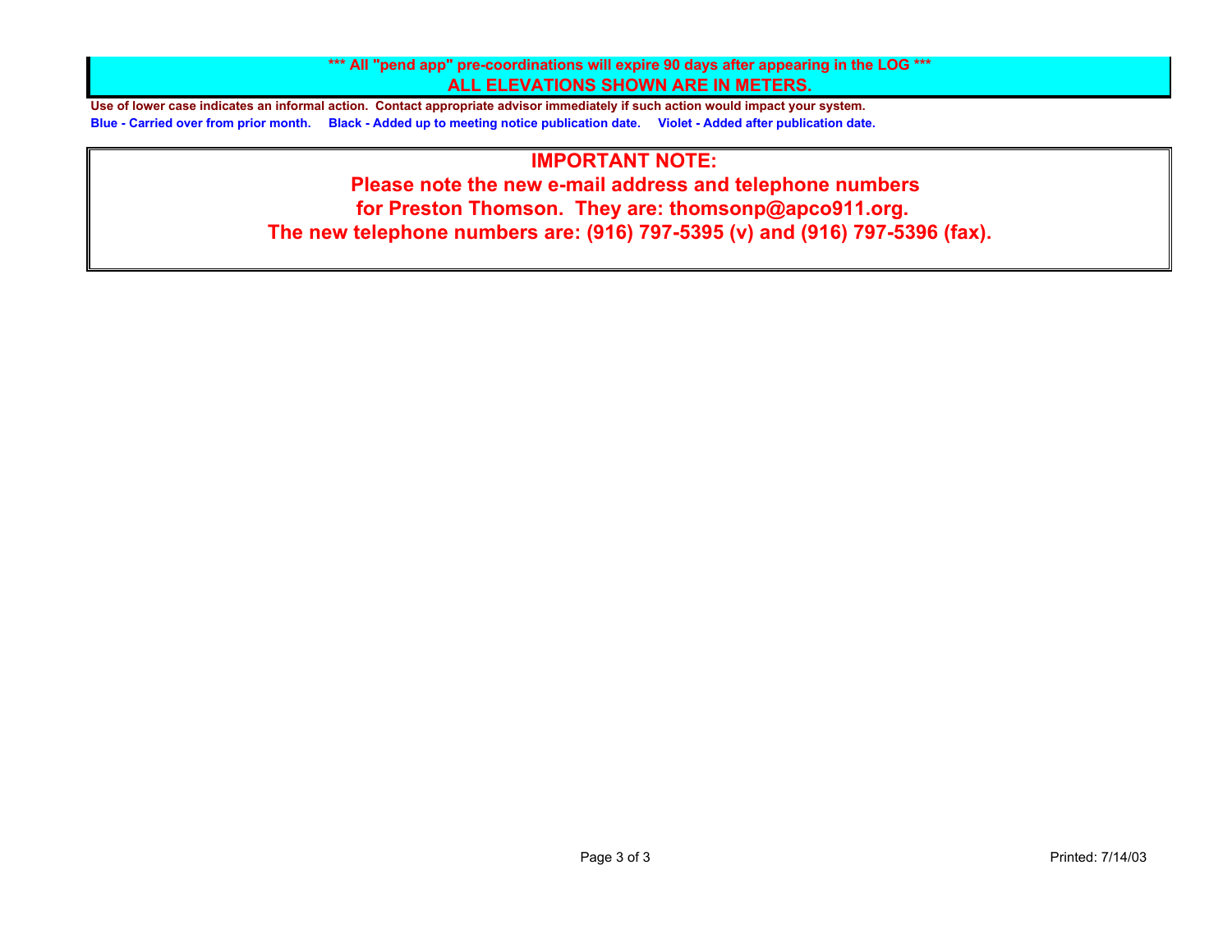**\*\*\* All "pend app" pre-coordinations will expire 90 days after appearing in the LOG \*\*\***

**ALL ELEVATIONS SHOWN ARE IN METERS.**

**Use of lower case indicates an informal action. Contact appropriate advisor immediately if such action would impact your system.**

**Blue - Carried over from prior month. Black - Added up to meeting notice publication date. Violet - Added after publication date.**

## IMPORTANT NOTE:

**Please note the new e-mail address and telephone numbers for Preston Thomson. They are: thomsonp@apco911.org. The new telephone numbers are: (916) 797-5395 (v) and (916) 797-5396 (fax).**

Printed: 7/14/03